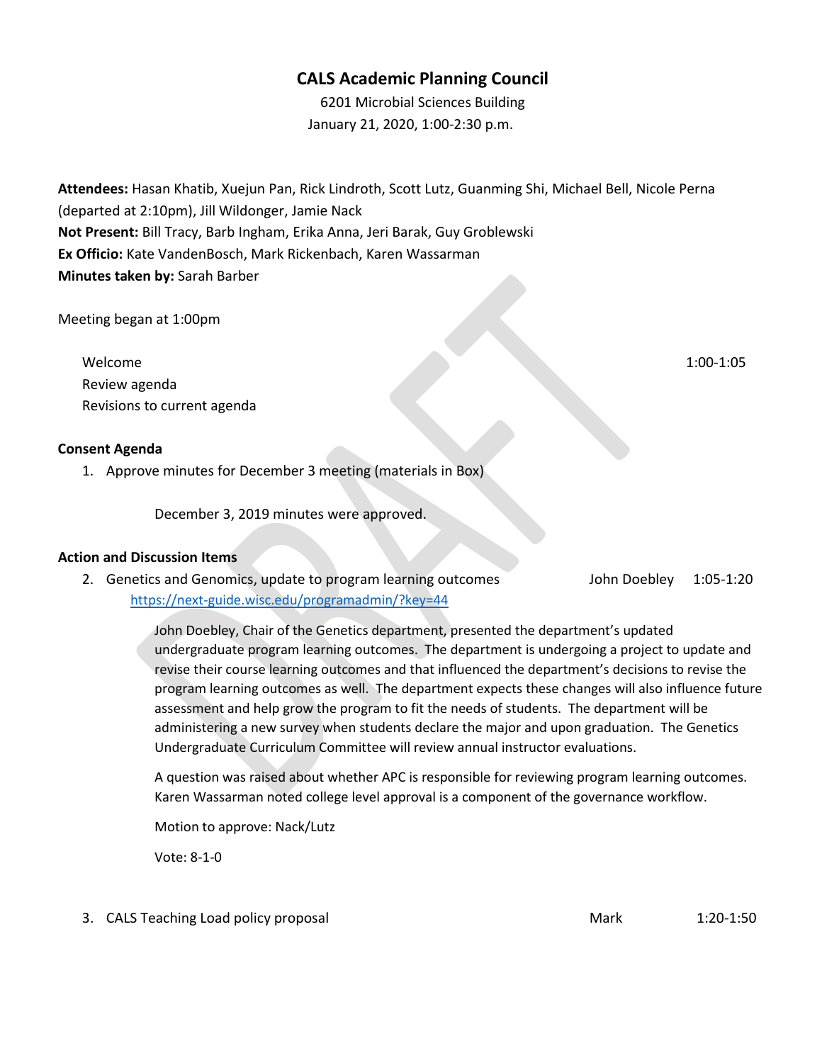# CALS Academic Planning Council

6201 Microbial Sciences Building
January 21, 2020, 1:00-2:30 p.m.

**Attendees:** Hasan Khatib, Xuejun Pan, Rick Lindroth, Scott Lutz, Guanming Shi, Michael Bell, Nicole Perna (departed at 2:10pm), Jill Wildonger, Jamie Nack
**Not Present:** Bill Tracy, Barb Ingham, Erika Anna, Jeri Barak, Guy Groblewski
**Ex Officio:** Kate VandenBosch, Mark Rickenbach, Karen Wassarman
**Minutes taken by:** Sarah Barber

Meeting began at 1:00pm

Welcome 1:00-1:05
Review agenda
Revisions to current agenda

**Consent Agenda**

1. Approve minutes for December 3 meeting (materials in Box)

   December 3, 2019 minutes were approved.

**Action and Discussion Items**

2. Genetics and Genomics, update to program learning outcomes — John Doebley — 1:05-1:20
   https://next-guide.wisc.edu/programadmin/?key=44

   John Doebley, Chair of the Genetics department, presented the department's updated undergraduate program learning outcomes. The department is undergoing a project to update and revise their course learning outcomes and that influenced the department's decisions to revise the program learning outcomes as well. The department expects these changes will also influence future assessment and help grow the program to fit the needs of students. The department will be administering a new survey when students declare the major and upon graduation. The Genetics Undergraduate Curriculum Committee will review annual instructor evaluations.

   A question was raised about whether APC is responsible for reviewing program learning outcomes. Karen Wassarman noted college level approval is a component of the governance workflow.

   Motion to approve: Nack/Lutz

   Vote: 8-1-0

3. CALS Teaching Load policy proposal — Mark — 1:20-1:50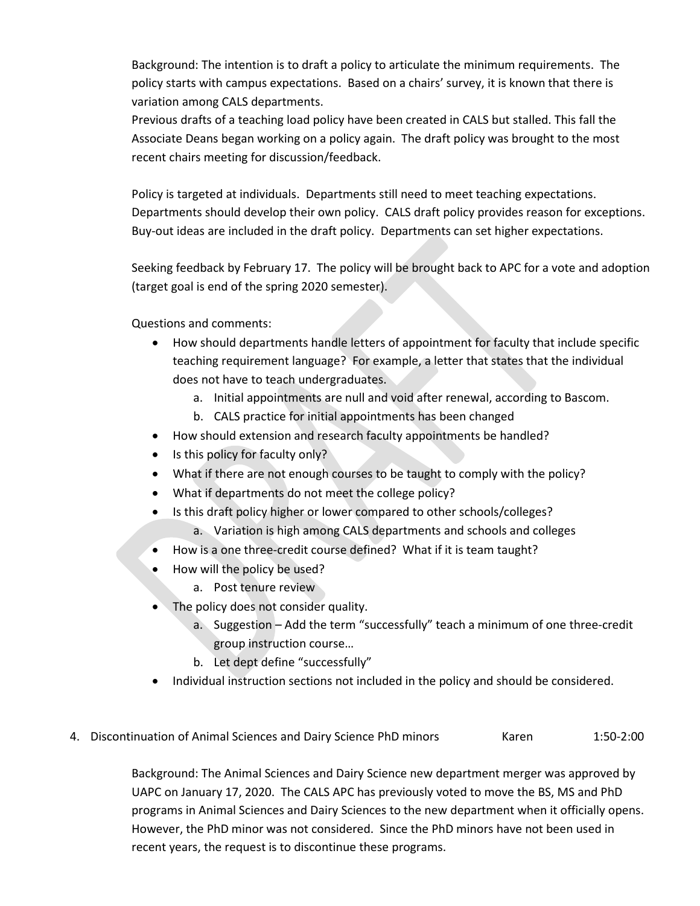Background: The intention is to draft a policy to articulate the minimum requirements. The policy starts with campus expectations. Based on a chairs' survey, it is known that there is variation among CALS departments.
Previous drafts of a teaching load policy have been created in CALS but stalled. This fall the Associate Deans began working on a policy again. The draft policy was brought to the most recent chairs meeting for discussion/feedback.

Policy is targeted at individuals. Departments still need to meet teaching expectations. Departments should develop their own policy. CALS draft policy provides reason for exceptions. Buy-out ideas are included in the draft policy. Departments can set higher expectations.

Seeking feedback by February 17. The policy will be brought back to APC for a vote and adoption (target goal is end of the spring 2020 semester).

Questions and comments:

- How should departments handle letters of appointment for faculty that include specific teaching requirement language? For example, a letter that states that the individual does not have to teach undergraduates.
    a. Initial appointments are null and void after renewal, according to Bascom.
    b. CALS practice for initial appointments has been changed
- How should extension and research faculty appointments be handled?
- Is this policy for faculty only?
- What if there are not enough courses to be taught to comply with the policy?
- What if departments do not meet the college policy?
- Is this draft policy higher or lower compared to other schools/colleges?
    a. Variation is high among CALS departments and schools and colleges
- How is a one three-credit course defined? What if it is team taught?
- How will the policy be used?
    a. Post tenure review
- The policy does not consider quality.
    a. Suggestion – Add the term "successfully" teach a minimum of one three-credit group instruction course…
    b. Let dept define "successfully"
- Individual instruction sections not included in the policy and should be considered.

4. Discontinuation of Animal Sciences and Dairy Science PhD minors — Karen — 1:50-2:00

Background: The Animal Sciences and Dairy Science new department merger was approved by UAPC on January 17, 2020. The CALS APC has previously voted to move the BS, MS and PhD programs in Animal Sciences and Dairy Sciences to the new department when it officially opens. However, the PhD minor was not considered. Since the PhD minors have not been used in recent years, the request is to discontinue these programs.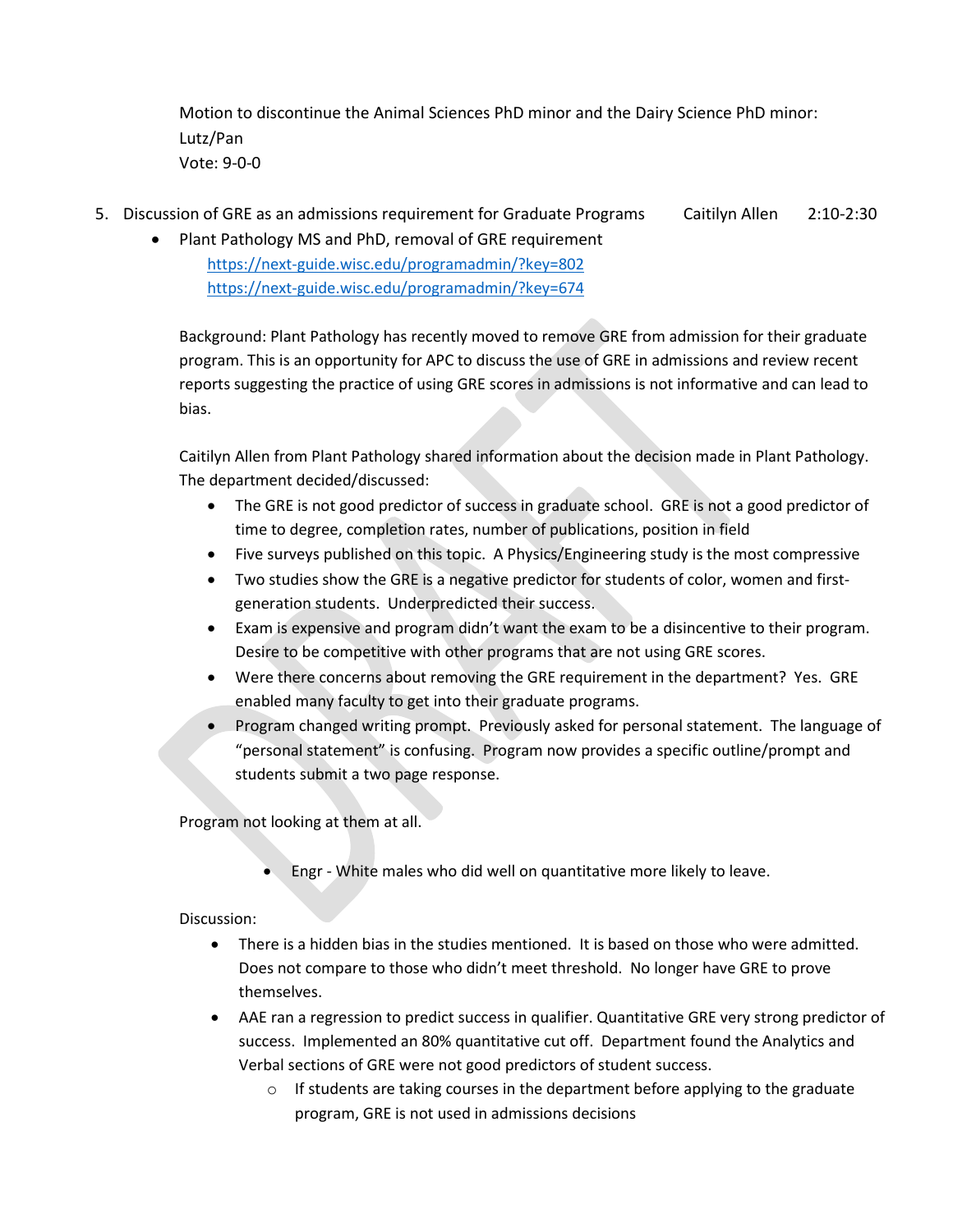Motion to discontinue the Animal Sciences PhD minor and the Dairy Science PhD minor:
Lutz/Pan
Vote: 9-0-0

5. Discussion of GRE as an admissions requirement for Graduate Programs Caitilyn Allen 2:10-2:30
   - Plant Pathology MS and PhD, removal of GRE requirement
     https://next-guide.wisc.edu/programadmin/?key=802
     https://next-guide.wisc.edu/programadmin/?key=674

   Background: Plant Pathology has recently moved to remove GRE from admission for their graduate program. This is an opportunity for APC to discuss the use of GRE in admissions and review recent reports suggesting the practice of using GRE scores in admissions is not informative and can lead to bias.

   Caitilyn Allen from Plant Pathology shared information about the decision made in Plant Pathology. The department decided/discussed:

   - The GRE is not good predictor of success in graduate school. GRE is not a good predictor of time to degree, completion rates, number of publications, position in field
   - Five surveys published on this topic. A Physics/Engineering study is the most compressive
   - Two studies show the GRE is a negative predictor for students of color, women and first-generation students. Underpredicted their success.
   - Exam is expensive and program didn't want the exam to be a disincentive to their program. Desire to be competitive with other programs that are not using GRE scores.
   - Were there concerns about removing the GRE requirement in the department? Yes. GRE enabled many faculty to get into their graduate programs.
   - Program changed writing prompt. Previously asked for personal statement. The language of "personal statement" is confusing. Program now provides a specific outline/prompt and students submit a two page response.

   Program not looking at them at all.

   - Engr - White males who did well on quantitative more likely to leave.

   Discussion:

   - There is a hidden bias in the studies mentioned. It is based on those who were admitted. Does not compare to those who didn't meet threshold. No longer have GRE to prove themselves.
   - AAE ran a regression to predict success in qualifier. Quantitative GRE very strong predictor of success. Implemented an 80% quantitative cut off. Department found the Analytics and Verbal sections of GRE were not good predictors of student success.
     - If students are taking courses in the department before applying to the graduate program, GRE is not used in admissions decisions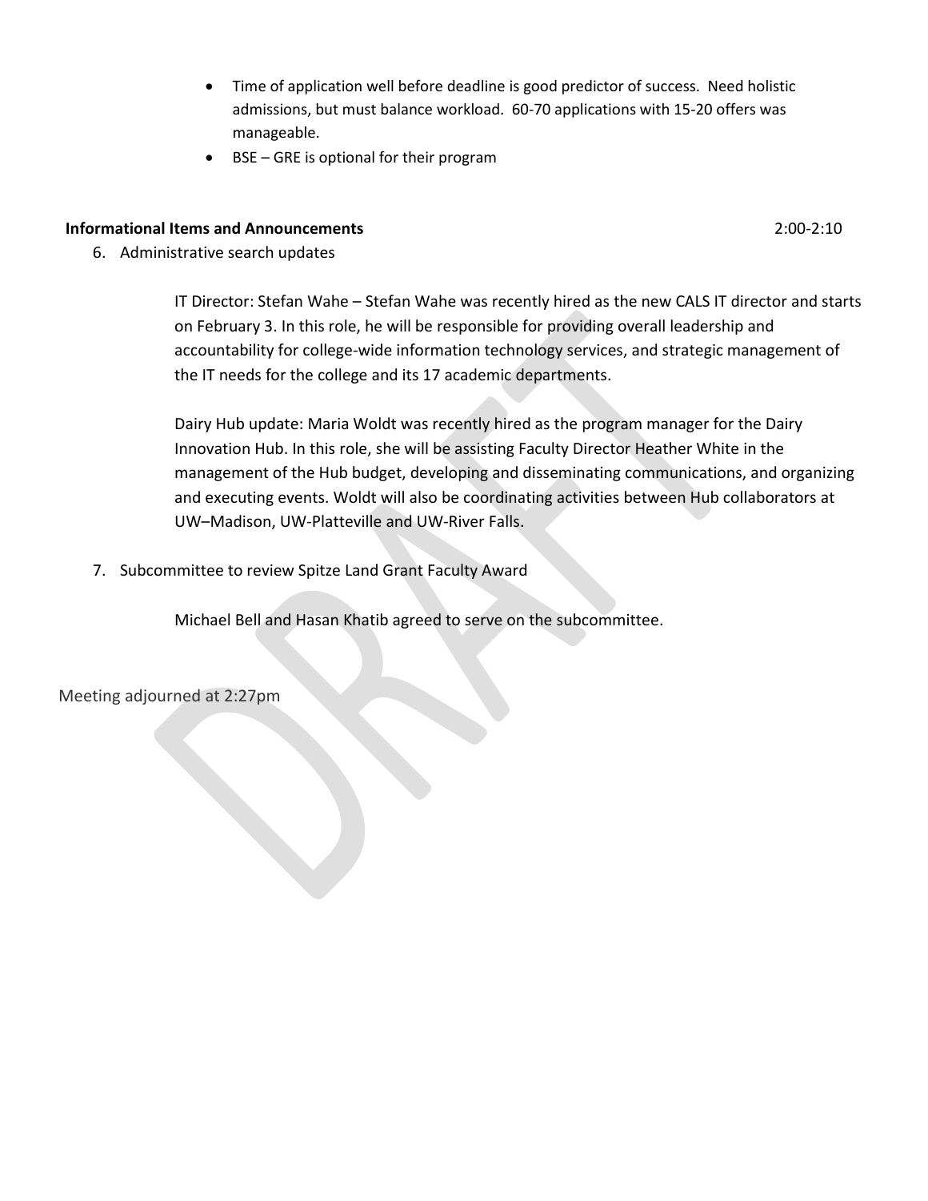- Time of application well before deadline is good predictor of success. Need holistic admissions, but must balance workload. 60-70 applications with 15-20 offers was manageable.
- BSE – GRE is optional for their program

**Informational Items and Announcements** 2:00-2:10

6. Administrative search updates

   IT Director: Stefan Wahe – Stefan Wahe was recently hired as the new CALS IT director and starts on February 3. In this role, he will be responsible for providing overall leadership and accountability for college-wide information technology services, and strategic management of the IT needs for the college and its 17 academic departments.

   Dairy Hub update: Maria Woldt was recently hired as the program manager for the Dairy Innovation Hub. In this role, she will be assisting Faculty Director Heather White in the management of the Hub budget, developing and disseminating communications, and organizing and executing events. Woldt will also be coordinating activities between Hub collaborators at UW–Madison, UW-Platteville and UW-River Falls.

7. Subcommittee to review Spitze Land Grant Faculty Award

   Michael Bell and Hasan Khatib agreed to serve on the subcommittee.

Meeting adjourned at 2:27pm